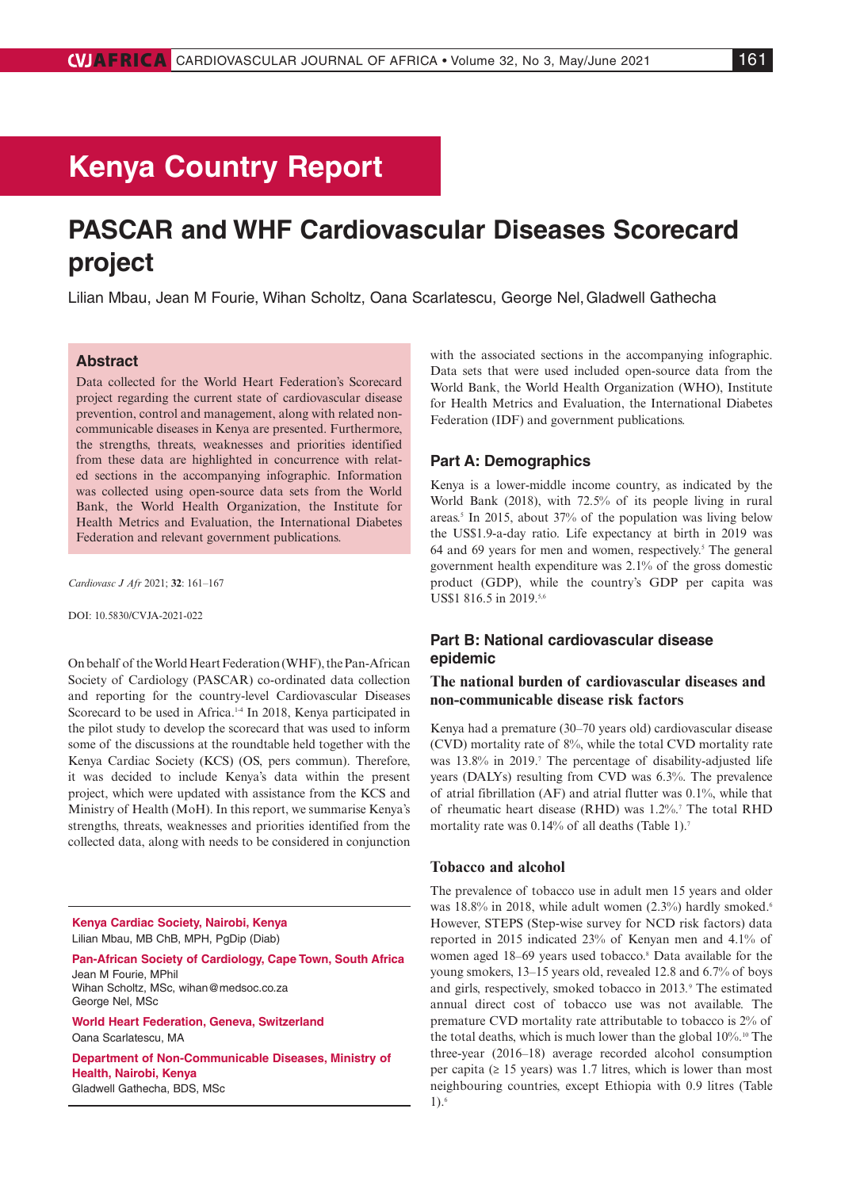# Kenya Country Report

# PASCAR and WHF Cardiovascular Diseases Scorecard project

Lilian Mbau, Jean M Fourie, Wihan Scholtz, Oana Scarlatescu, George Nel, Gladwell Gathecha

## Abstract

Data collected for the World Heart Federation's Scorecard project regarding the current state of cardiovascular disease prevention, control and management, along with related non-communicable diseases in Kenya are presented. Furthermore, the strengths, threats, weaknesses and priorities identified from these data are highlighted in concurrence with related sections in the accompanying infographic. Information was collected using open-source data sets from the World Bank, the World Health Organization, the Institute for Health Metrics and Evaluation, the International Diabetes Federation and relevant government publications.

*Cardiovasc J Afr* 2021; **32**: 161–167

DOI: 10.5830/CVJA-2021-022

On behalf of the World Heart Federation (WHF), the Pan-African Society of Cardiology (PASCAR) co-ordinated data collection and reporting for the country-level Cardiovascular Diseases Scorecard to be used in Africa.[1-4] In 2018, Kenya participated in the pilot study to develop the scorecard that was used to inform some of the discussions at the roundtable held together with the Kenya Cardiac Society (KCS) (OS, pers commun). Therefore, it was decided to include Kenya's data within the present project, which were updated with assistance from the KCS and Ministry of Health (MoH). In this report, we summarise Kenya's strengths, threats, weaknesses and priorities identified from the collected data, along with needs to be considered in conjunction with the associated sections in the accompanying infographic. Data sets that were used included open-source data from the World Bank, the World Health Organization (WHO), Institute for Health Metrics and Evaluation, the International Diabetes Federation (IDF) and government publications.

**Kenya Cardiac Society, Nairobi, Kenya**
Lilian Mbau, MB ChB, MPH, PgDip (Diab)

**Pan-African Society of Cardiology, Cape Town, South Africa**
Jean M Fourie, MPhil
Wihan Scholtz, MSc, wihan@medsoc.co.za
George Nel, MSc

**World Heart Federation, Geneva, Switzerland**
Oana Scarlatescu, MA

**Department of Non-Communicable Diseases, Ministry of Health, Nairobi, Kenya**
Gladwell Gathecha, BDS, MSc

## Part A: Demographics

Kenya is a lower-middle income country, as indicated by the World Bank (2018), with 72.5% of its people living in rural areas.[5] In 2015, about 37% of the population was living below the US\$1.9-a-day ratio. Life expectancy at birth in 2019 was 64 and 69 years for men and women, respectively.[5] The general government health expenditure was 2.1% of the gross domestic product (GDP), while the country's GDP per capita was US\$1 816.5 in 2019.[5,6]

## Part B: National cardiovascular disease epidemic

### The national burden of cardiovascular diseases and non-communicable disease risk factors

Kenya had a premature (30–70 years old) cardiovascular disease (CVD) mortality rate of 8%, while the total CVD mortality rate was 13.8% in 2019.[7] The percentage of disability-adjusted life years (DALYs) resulting from CVD was 6.3%. The prevalence of atrial fibrillation (AF) and atrial flutter was 0.1%, while that of rheumatic heart disease (RHD) was 1.2%.[7] The total RHD mortality rate was 0.14% of all deaths (Table 1).[7]

### Tobacco and alcohol

The prevalence of tobacco use in adult men 15 years and older was 18.8% in 2018, while adult women (2.3%) hardly smoked.[6] However, STEPS (Step-wise survey for NCD risk factors) data reported in 2015 indicated 23% of Kenyan men and 4.1% of women aged 18–69 years used tobacco.[8] Data available for the young smokers, 13–15 years old, revealed 12.8 and 6.7% of boys and girls, respectively, smoked tobacco in 2013.[9] The estimated annual direct cost of tobacco use was not available. The premature CVD mortality rate attributable to tobacco is 2% of the total deaths, which is much lower than the global 10%.[10] The three-year (2016–18) average recorded alcohol consumption per capita (≥ 15 years) was 1.7 litres, which is lower than most neighbouring countries, except Ethiopia with 0.9 litres (Table 1).[6]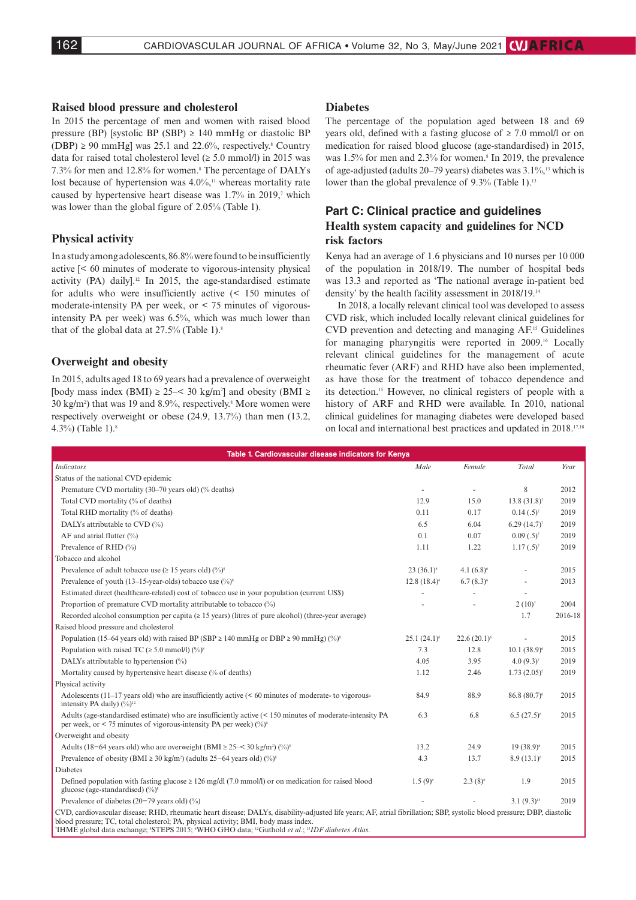### Raised blood pressure and cholesterol

In 2015 the percentage of men and women with raised blood pressure (BP) [systolic BP (SBP) ≥ 140 mmHg or diastolic BP (DBP) ≥ 90 mmHg] was 25.1 and 22.6%, respectively.[8] Country data for raised total cholesterol level (≥ 5.0 mmol/l) in 2015 was 7.3% for men and 12.8% for women.[8] The percentage of DALYs lost because of hypertension was 4.0%,[11] whereas mortality rate caused by hypertensive heart disease was 1.7% in 2019,[7] which was lower than the global figure of 2.05% (Table 1).

### Physical activity

In a study among adolescents, 86.8% were found to be insufficiently active [< 60 minutes of moderate to vigorous-intensity physical activity (PA) daily].[12] In 2015, the age-standardised estimate for adults who were insufficiently active (< 150 minutes of moderate-intensity PA per week, or < 75 minutes of vigorous-intensity PA per week) was 6.5%, which was much lower than that of the global data at 27.5% (Table 1).[8]

### Overweight and obesity

In 2015, adults aged 18 to 69 years had a prevalence of overweight [body mass index (BMI) ≥ 25–< 30 kg/m²] and obesity (BMI ≥ 30 kg/m²) that was 19 and 8.9%, respectively.[8] More women were respectively overweight or obese (24.9, 13.7%) than men (13.2, 4.3%) (Table 1).[8]

### Diabetes

The percentage of the population aged between 18 and 69 years old, defined with a fasting glucose of ≥ 7.0 mmol/l or on medication for raised blood glucose (age-standardised) in 2015, was 1.5% for men and 2.3% for women.[8] In 2019, the prevalence of age-adjusted (adults 20–79 years) diabetes was 3.1%,[13] which is lower than the global prevalence of 9.3% (Table 1).[13]

## Part C: Clinical practice and guidelines

### Health system capacity and guidelines for NCD risk factors

Kenya had an average of 1.6 physicians and 10 nurses per 10 000 of the population in 2018/19. The number of hospital beds was 13.3 and reported as 'The national average in-patient bed density' by the health facility assessment in 2018/19.[14]

In 2018, a locally relevant clinical tool was developed to assess CVD risk, which included locally relevant clinical guidelines for CVD prevention and detecting and managing AF.[15] Guidelines for managing pharyngitis were reported in 2009.[16] Locally relevant clinical guidelines for the management of acute rheumatic fever (ARF) and RHD have also been implemented, as have those for the treatment of tobacco dependence and its detection.[15] However, no clinical registers of people with a history of ARF and RHD were available. In 2010, national clinical guidelines for managing diabetes were developed based on local and international best practices and updated in 2018.[17,18]

**Table 1. Cardiovascular disease indicators for Kenya**

| *Indicators* | *Male* | *Female* | *Total* | *Year* |
|---|---|---|---|---|
| Status of the national CVD epidemic | | | | |
| Premature CVD mortality (30–70 years old) (% deaths) | - | - | 8 | 2012 |
| Total CVD mortality (% of deaths) | 12.9 | 15.0 | 13.8 (31.8)[7] | 2019 |
| Total RHD mortality (% of deaths) | 0.11 | 0.17 | 0.14 (.5)[7] | 2019 |
| DALYs attributable to CVD (%) | 6.5 | 6.04 | 6.29 (14.7)[7] | 2019 |
| AF and atrial flutter (%) | 0.1 | 0.07 | 0.09 (.5)[7] | 2019 |
| Prevalence of RHD (%) | 1.11 | 1.22 | 1.17 (.5)[7] | 2019 |
| Tobacco and alcohol | | | | |
| Prevalence of adult tobacco use (≥ 15 years old) (%)[8] | 23 (36.1)[8] | 4.1 (6.8)[8] | - | 2015 |
| Prevalence of youth (13–15-year-olds) tobacco use (%)[8] | 12.8 (18.4)[8] | 6.7 (8.3)[8] | - | 2013 |
| Estimated direct (healthcare-related) cost of tobacco use in your population (current US$) | - | - | - | |
| Proportion of premature CVD mortality attributable to tobacco (%) | - | - | 2 (10)[7] | 2004 |
| Recorded alcohol consumption per capita (≥ 15 years) (litres of pure alcohol) (three-year average) | | | 1.7 | 2016-18 |
| Raised blood pressure and cholesterol | | | | |
| Population (15–64 years old) with raised BP (SBP ≥ 140 mmHg or DBP ≥ 90 mmHg) (%)[8] | 25.1 (24.1)[8] | 22.6 (20.1)[8] | - | 2015 |
| Population with raised TC (≥ 5.0 mmol/l) (%)[8] | 7.3 | 12.8 | 10.1 (38.9)[8] | 2015 |
| DALYs attributable to hypertension (%) | 4.05 | 3.95 | 4.0 (9.3)[7] | 2019 |
| Mortality caused by hypertensive heart disease (% of deaths) | 1.12 | 2.46 | 1.73 (2.05)[7] | 2019 |
| Physical activity | | | | |
| Adolescents (11–17 years old) who are insufficiently active (< 60 minutes of moderate- to vigorous-intensity PA daily) (%)[12] | 84.9 | 88.9 | 86.8 (80.7)[8] | 2015 |
| Adults (age-standardised estimate) who are insufficiently active (< 150 minutes of moderate-intensity PA per week, or < 75 minutes of vigorous-intensity PA per week) (%)[8] | 6.3 | 6.8 | 6.5 (27.5)[8] | 2015 |
| Overweight and obesity | | | | |
| Adults (18−64 years old) who are overweight (BMI ≥ 25–< 30 kg/m²) (%)[8] | 13.2 | 24.9 | 19 (38.9)[8] | 2015 |
| Prevalence of obesity (BMI ≥ 30 kg/m²) (adults 25−64 years old) (%)[8] | 4.3 | 13.7 | 8.9 (13.1)[8] | 2015 |
| Diabetes | | | | |
| Defined population with fasting glucose ≥ 126 mg/dl (7.0 mmol/l) or on medication for raised blood glucose (age-standardised) (%)[8] | 1.5 (9)[8] | 2.3 (8)[8] | 1.9 | 2015 |
| Prevalence of diabetes (20−79 years old) (%) | - | - | 3.1 (9.3)[13] | 2019 |

CVD, cardiovascular disease; RHD, rheumatic heart disease; DALYs, disability-adjusted life years; AF, atrial fibrillation; SBP, systolic blood pressure; DBP, diastolic blood pressure; TC, total cholesterol; PA, physical activity; BMI, body mass index.
[7]IHME global data exchange; [6]STEPS 2015; [8]WHO GHO data; [12]Guthold *et al.*; [13]*IDF diabetes Atlas*.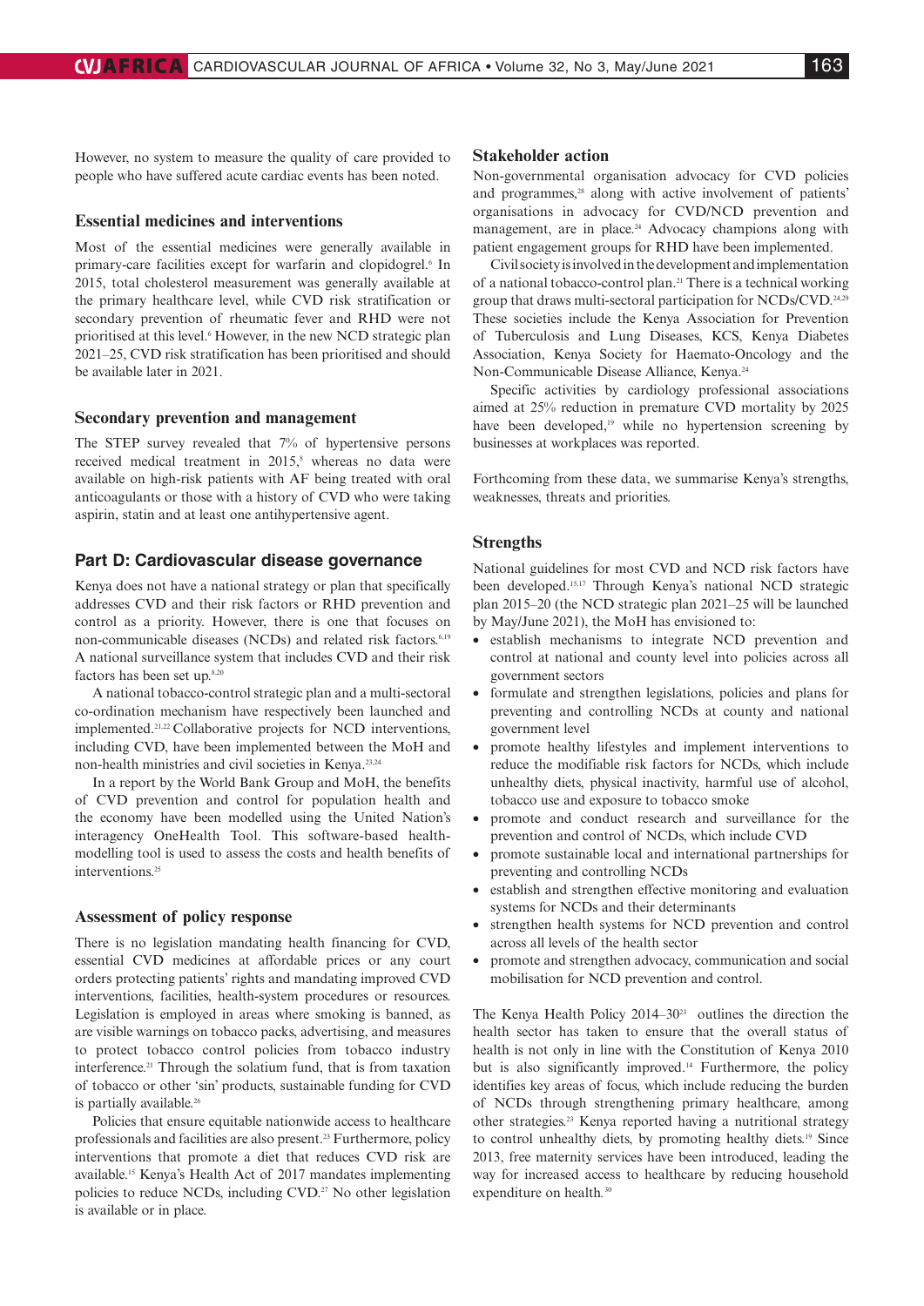However, no system to measure the quality of care provided to people who have suffered acute cardiac events has been noted.

### Essential medicines and interventions

Most of the essential medicines were generally available in primary-care facilities except for warfarin and clopidogrel.[6] In 2015, total cholesterol measurement was generally available at the primary healthcare level, while CVD risk stratification or secondary prevention of rheumatic fever and RHD were not prioritised at this level.[6] However, in the new NCD strategic plan 2021–25, CVD risk stratification has been prioritised and should be available later in 2021.

### Secondary prevention and management

The STEP survey revealed that 7% of hypertensive persons received medical treatment in 2015,[8] whereas no data were available on high-risk patients with AF being treated with oral anticoagulants or those with a history of CVD who were taking aspirin, statin and at least one antihypertensive agent.

## Part D: Cardiovascular disease governance

Kenya does not have a national strategy or plan that specifically addresses CVD and their risk factors or RHD prevention and control as a priority. However, there is one that focuses on non-communicable diseases (NCDs) and related risk factors.[6,19] A national surveillance system that includes CVD and their risk factors has been set up.[8,20]

A national tobacco-control strategic plan and a multi-sectoral co-ordination mechanism have respectively been launched and implemented.[21,22] Collaborative projects for NCD interventions, including CVD, have been implemented between the MoH and non-health ministries and civil societies in Kenya.[23,24]

In a report by the World Bank Group and MoH, the benefits of CVD prevention and control for population health and the economy have been modelled using the United Nation's interagency OneHealth Tool. This software-based health-modelling tool is used to assess the costs and health benefits of interventions.[25]

### Assessment of policy response

There is no legislation mandating health financing for CVD, essential CVD medicines at affordable prices or any court orders protecting patients' rights and mandating improved CVD interventions, facilities, health-system procedures or resources. Legislation is employed in areas where smoking is banned, as are visible warnings on tobacco packs, advertising, and measures to protect tobacco control policies from tobacco industry interference.[21] Through the solatium fund, that is from taxation of tobacco or other 'sin' products, sustainable funding for CVD is partially available.[26]

Policies that ensure equitable nationwide access to healthcare professionals and facilities are also present.[23] Furthermore, policy interventions that promote a diet that reduces CVD risk are available.[15] Kenya's Health Act of 2017 mandates implementing policies to reduce NCDs, including CVD.[27] No other legislation is available or in place.

### Stakeholder action

Non-governmental organisation advocacy for CVD policies and programmes,[28] along with active involvement of patients' organisations in advocacy for CVD/NCD prevention and management, are in place.[24] Advocacy champions along with patient engagement groups for RHD have been implemented.

Civil society is involved in the development and implementation of a national tobacco-control plan.[21] There is a technical working group that draws multi-sectoral participation for NCDs/CVD.[24,29] These societies include the Kenya Association for Prevention of Tuberculosis and Lung Diseases, KCS, Kenya Diabetes Association, Kenya Society for Haemato-Oncology and the Non-Communicable Disease Alliance, Kenya.[24]

Specific activities by cardiology professional associations aimed at 25% reduction in premature CVD mortality by 2025 have been developed,[19] while no hypertension screening by businesses at workplaces was reported.

Forthcoming from these data, we summarise Kenya's strengths, weaknesses, threats and priorities.

### Strengths

National guidelines for most CVD and NCD risk factors have been developed.[15-17] Through Kenya's national NCD strategic plan 2015–20 (the NCD strategic plan 2021–25 will be launched by May/June 2021), the MoH has envisioned to:

- establish mechanisms to integrate NCD prevention and control at national and county level into policies across all government sectors
- formulate and strengthen legislations, policies and plans for preventing and controlling NCDs at county and national government level
- promote healthy lifestyles and implement interventions to reduce the modifiable risk factors for NCDs, which include unhealthy diets, physical inactivity, harmful use of alcohol, tobacco use and exposure to tobacco smoke
- promote and conduct research and surveillance for the prevention and control of NCDs, which include CVD
- promote sustainable local and international partnerships for preventing and controlling NCDs
- establish and strengthen effective monitoring and evaluation systems for NCDs and their determinants
- strengthen health systems for NCD prevention and control across all levels of the health sector
- promote and strengthen advocacy, communication and social mobilisation for NCD prevention and control.

The Kenya Health Policy 2014–30[23] outlines the direction the health sector has taken to ensure that the overall status of health is not only in line with the Constitution of Kenya 2010 but is also significantly improved.[14] Furthermore, the policy identifies key areas of focus, which include reducing the burden of NCDs through strengthening primary healthcare, among other strategies.[23] Kenya reported having a nutritional strategy to control unhealthy diets, by promoting healthy diets.[19] Since 2013, free maternity services have been introduced, leading the way for increased access to healthcare by reducing household expenditure on health.[30]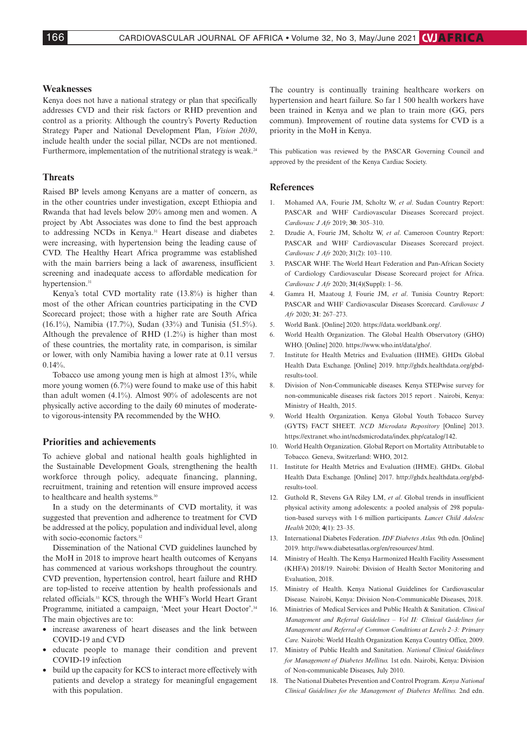## Weaknesses

Kenya does not have a national strategy or plan that specifically addresses CVD and their risk factors or RHD prevention and control as a priority. Although the country's Poverty Reduction Strategy Paper and National Development Plan, *Vision 2030*, include health under the social pillar, NCDs are not mentioned. Furthermore, implementation of the nutritional strategy is weak.[24]

## Threats

Raised BP levels among Kenyans are a matter of concern, as in the other countries under investigation, except Ethiopia and Rwanda that had levels below 20% among men and women. A project by Abt Associates was done to find the best approach to addressing NCDs in Kenya.[31] Heart disease and diabetes were increasing, with hypertension being the leading cause of CVD. The Healthy Heart Africa programme was established with the main barriers being a lack of awareness, insufficient screening and inadequate access to affordable medication for hypertension.[31]

Kenya's total CVD mortality rate (13.8%) is higher than most of the other African countries participating in the CVD Scorecard project; those with a higher rate are South Africa (16.1%), Namibia (17.7%), Sudan (33%) and Tunisia (51.5%). Although the prevalence of RHD (1.2%) is higher than most of these countries, the mortality rate, in comparison, is similar or lower, with only Namibia having a lower rate at 0.11 versus 0.14%.

Tobacco use among young men is high at almost 13%, while more young women (6.7%) were found to make use of this habit than adult women (4.1%). Almost 90% of adolescents are not physically active according to the daily 60 minutes of moderate- to vigorous-intensity PA recommended by the WHO.

## Priorities and achievements

To achieve global and national health goals highlighted in the Sustainable Development Goals, strengthening the health workforce through policy, adequate financing, planning, recruitment, training and retention will ensure improved access to healthcare and health systems.[30]

In a study on the determinants of CVD mortality, it was suggested that prevention and adherence to treatment for CVD be addressed at the policy, population and individual level, along with socio-economic factors.[32]

Dissemination of the National CVD guidelines launched by the MoH in 2018 to improve heart health outcomes of Kenyans has commenced at various workshops throughout the country. CVD prevention, hypertension control, heart failure and RHD are top-listed to receive attention by health professionals and related officials.[33] KCS, through the WHF's World Heart Grant Programme, initiated a campaign, 'Meet your Heart Doctor'.[34] The main objectives are to:

- increase awareness of heart diseases and the link between COVID-19 and CVD
- educate people to manage their condition and prevent COVID-19 infection
- build up the capacity for KCS to interact more effectively with patients and develop a strategy for meaningful engagement with this population.

The country is continually training healthcare workers on hypertension and heart failure. So far 1 500 health workers have been trained in Kenya and we plan to train more (GG, pers commun). Improvement of routine data systems for CVD is a priority in the MoH in Kenya.

This publication was reviewed by the PASCAR Governing Council and approved by the president of the Kenya Cardiac Society.

## References

1. Mohamed AA, Fourie JM, Scholtz W, *et al*. Sudan Country Report: PASCAR and WHF Cardiovascular Diseases Scorecard project. *Cardiovasc J Afr* 2019; **30**: 305–310.
2. Dzudie A, Fourie JM, Scholtz W, *et al*. Cameroon Country Report: PASCAR and WHF Cardiovascular Diseases Scorecard project. *Cardiovasc J Afr* 2020; **31**(2): 103–110.
3. PASCAR WHF. The World Heart Federation and Pan-African Society of Cardiology Cardiovascular Disease Scorecard project for Africa. *Cardiovasc J Afr* 2020; **31**(4)(Suppl): 1–56.
4. Gamra H, Maatoug J, Fourie JM, *et al*. Tunisia Country Report: PASCAR and WHF Cardiovascular Diseases Scorecard. *Cardiovasc J Afr* 2020; **31**: 267–273.
5. World Bank. [Online] 2020. https://data.worldbank.org/.
6. World Health Organization. The Global Health Observatory (GHO) WHO. [Online] 2020. https://www.who.int/data/gho/.
7. Institute for Health Metrics and Evaluation (IHME). GHDx Global Health Data Exchange. [Online] 2019. http://ghdx.healthdata.org/gbd-results-tool.
8. Division of Non-Communicable diseases. Kenya STEPwise survey for non-communicable diseases risk factors 2015 report . Nairobi, Kenya: Ministry of Health, 2015.
9. World Health Organization. Kenya Global Youth Tobacco Survey (GYTS) FACT SHEET. *NCD Microdata Repository* [Online] 2013. https://extranet.who.int/ncdsmicrodata/index.php/catalog/142.
10. World Health Organization. Global Report on Mortality Attributable to Tobacco. Geneva, Switzerland: WHO, 2012.
11. Institute for Health Metrics and Evaluation (IHME). GHDx. Global Health Data Exchange. [Online] 2017. http://ghdx.healthdata.org/gbd-results-tool.
12. Guthold R, Stevens GA Riley LM, *et al*. Global trends in insufficient physical activity among adolescents: a pooled analysis of 298 population-based surveys with 1·6 million participants. *Lancet Child Adolesc Health* 2020; **4**(1): 23–35.
13. International Diabetes Federation. *IDF Diabetes Atlas.* 9th edn. [Online] 2019. http://www.diabetesatlas.org/en/resources/.html.
14. Ministry of Health. The Kenya Harmonized Health Facility Assessment (KHFA) 2018/19. Nairobi: Division of Health Sector Monitoring and Evaluation, 2018.
15. Ministry of Health. Kenya National Guidelines for Cardiovascular Disease. Nairobi, Kenya: Division Non-Communicable Diseases, 2018.
16. Ministries of Medical Services and Public Health & Sanitation. *Clinical Management and Referral Guidelines – Vol II: Clinical Guidelines for Management and Referral of Common Conditions at Levels 2–3: Primary Care.* Nairobi: World Health Organization Kenya Country Office, 2009.
17. Ministry of Public Health and Sanitation. *National Clinical Guidelines for Management of Diabetes Mellitus.* 1st edn. Nairobi, Kenya: Division of Non-communicable Diseases, July 2010.
18. The National Diabetes Prevention and Control Program. *Kenya National Clinical Guidelines for the Management of Diabetes Mellitus.* 2nd edn.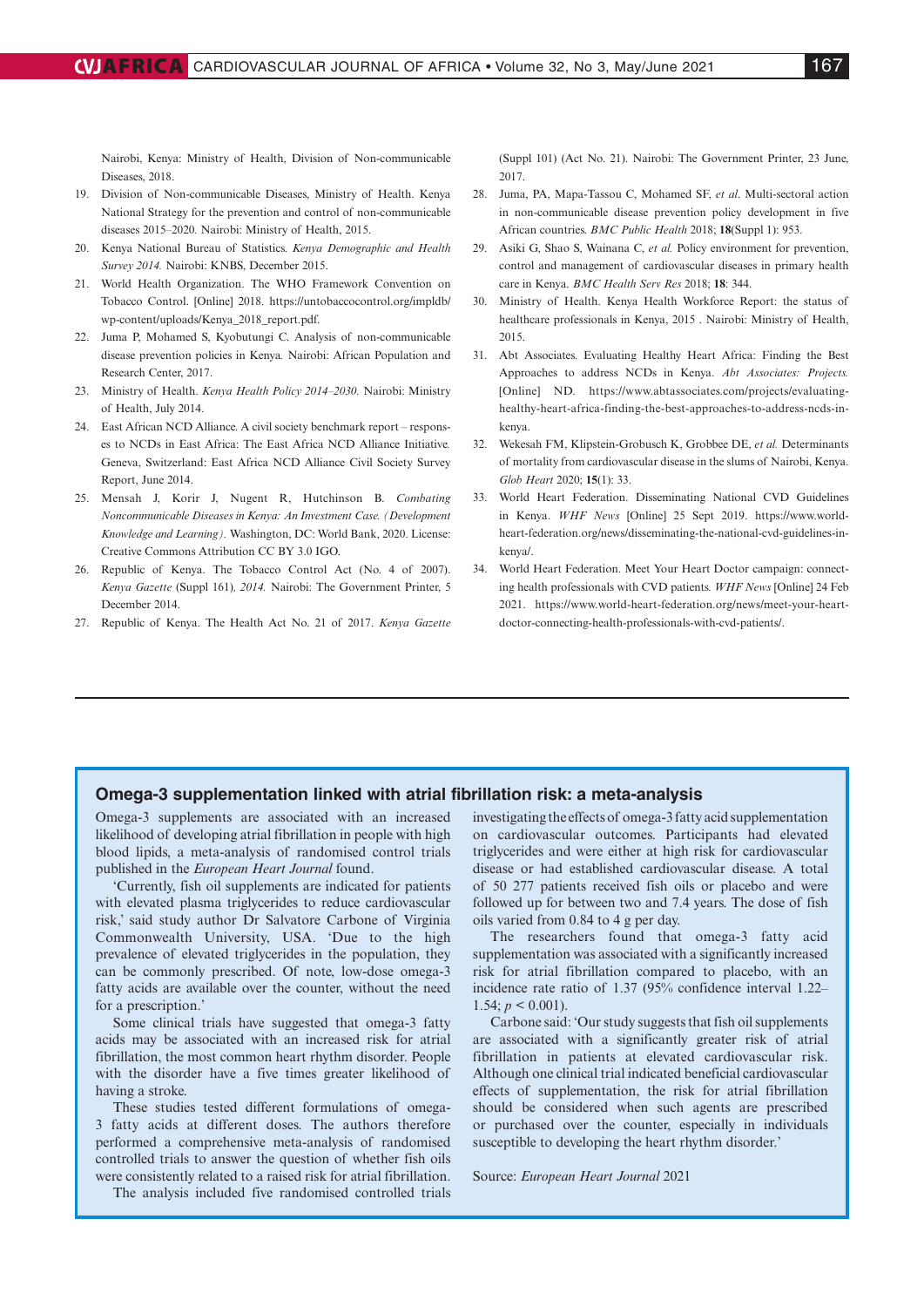Nairobi, Kenya: Ministry of Health, Division of Non-communicable Diseases, 2018.

19. Division of Non-communicable Diseases, Ministry of Health. Kenya National Strategy for the prevention and control of non-communicable diseases 2015–2020. Nairobi: Ministry of Health, 2015.
20. Kenya National Bureau of Statistics. *Kenya Demographic and Health Survey 2014.* Nairobi: KNBS, December 2015.
21. World Health Organization. The WHO Framework Convention on Tobacco Control. [Online] 2018. https://untobaccocontrol.org/impldb/wp-content/uploads/Kenya_2018_report.pdf.
22. Juma P, Mohamed S, Kyobutungi C. Analysis of non-communicable disease prevention policies in Kenya. Nairobi: African Population and Research Center, 2017.
23. Ministry of Health. *Kenya Health Policy 2014–2030.* Nairobi: Ministry of Health, July 2014.
24. East African NCD Alliance. A civil society benchmark report – responses to NCDs in East Africa: The East Africa NCD Alliance Initiative. Geneva, Switzerland: East Africa NCD Alliance Civil Society Survey Report, June 2014.
25. Mensah J, Korir J, Nugent R, Hutchinson B. *Combating Noncommunicable Diseases in Kenya: An Investment Case. (Development Knowledge and Learning).* Washington, DC: World Bank, 2020. License: Creative Commons Attribution CC BY 3.0 IGO.
26. Republic of Kenya. The Tobacco Control Act (No. 4 of 2007). *Kenya Gazette* (Suppl 161)*, 2014.* Nairobi: The Government Printer, 5 December 2014.
27. Republic of Kenya. The Health Act No. 21 of 2017. *Kenya Gazette* (Suppl 101) (Act No. 21). Nairobi: The Government Printer, 23 June, 2017.
28. Juma, PA, Mapa-Tassou C, Mohamed SF, *et al*. Multi-sectoral action in non-communicable disease prevention policy development in five African countries. *BMC Public Health* 2018; **18**(Suppl 1): 953.
29. Asiki G, Shao S, Wainana C, *et al.* Policy environment for prevention, control and management of cardiovascular diseases in primary health care in Kenya. *BMC Health Serv Res* 2018; **18**: 344.
30. Ministry of Health. Kenya Health Workforce Report: the status of healthcare professionals in Kenya, 2015 . Nairobi: Ministry of Health, 2015.
31. Abt Associates. Evaluating Healthy Heart Africa: Finding the Best Approaches to address NCDs in Kenya. *Abt Associates: Projects.* [Online] ND. https://www.abtassociates.com/projects/evaluating-healthy-heart-africa-finding-the-best-approaches-to-address-ncds-in-kenya.
32. Wekesah FM, Klipstein-Grobusch K, Grobbee DE, *et al.* Determinants of mortality from cardiovascular disease in the slums of Nairobi, Kenya. *Glob Heart* 2020; **15**(1): 33.
33. World Heart Federation. Disseminating National CVD Guidelines in Kenya. *WHF News* [Online] 25 Sept 2019. https://www.world-heart-federation.org/news/disseminating-the-national-cvd-guidelines-in-kenya/.
34. World Heart Federation. Meet Your Heart Doctor campaign: connecting health professionals with CVD patients. *WHF News* [Online] 24 Feb 2021. https://www.world-heart-federation.org/news/meet-your-heart-doctor-connecting-health-professionals-with-cvd-patients/.

---

## Omega-3 supplementation linked with atrial fibrillation risk: a meta-analysis

Omega-3 supplements are associated with an increased likelihood of developing atrial fibrillation in people with high blood lipids, a meta-analysis of randomised control trials published in the *European Heart Journal* found.

'Currently, fish oil supplements are indicated for patients with elevated plasma triglycerides to reduce cardiovascular risk,' said study author Dr Salvatore Carbone of Virginia Commonwealth University, USA. 'Due to the high prevalence of elevated triglycerides in the population, they can be commonly prescribed. Of note, low-dose omega-3 fatty acids are available over the counter, without the need for a prescription.'

Some clinical trials have suggested that omega-3 fatty acids may be associated with an increased risk for atrial fibrillation, the most common heart rhythm disorder. People with the disorder have a five times greater likelihood of having a stroke.

These studies tested different formulations of omega-3 fatty acids at different doses. The authors therefore performed a comprehensive meta-analysis of randomised controlled trials to answer the question of whether fish oils were consistently related to a raised risk for atrial fibrillation.

The analysis included five randomised controlled trials investigating the effects of omega-3 fatty acid supplementation on cardiovascular outcomes. Participants had elevated triglycerides and were either at high risk for cardiovascular disease or had established cardiovascular disease. A total of 50 277 patients received fish oils or placebo and were followed up for between two and 7.4 years. The dose of fish oils varied from 0.84 to 4 g per day.

The researchers found that omega-3 fatty acid supplementation was associated with a significantly increased risk for atrial fibrillation compared to placebo, with an incidence rate ratio of 1.37 (95% confidence interval 1.22–1.54; $p < 0.001$).

Carbone said: 'Our study suggests that fish oil supplements are associated with a significantly greater risk of atrial fibrillation in patients at elevated cardiovascular risk. Although one clinical trial indicated beneficial cardiovascular effects of supplementation, the risk for atrial fibrillation should be considered when such agents are prescribed or purchased over the counter, especially in individuals susceptible to developing the heart rhythm disorder.'

Source: *European Heart Journal* 2021